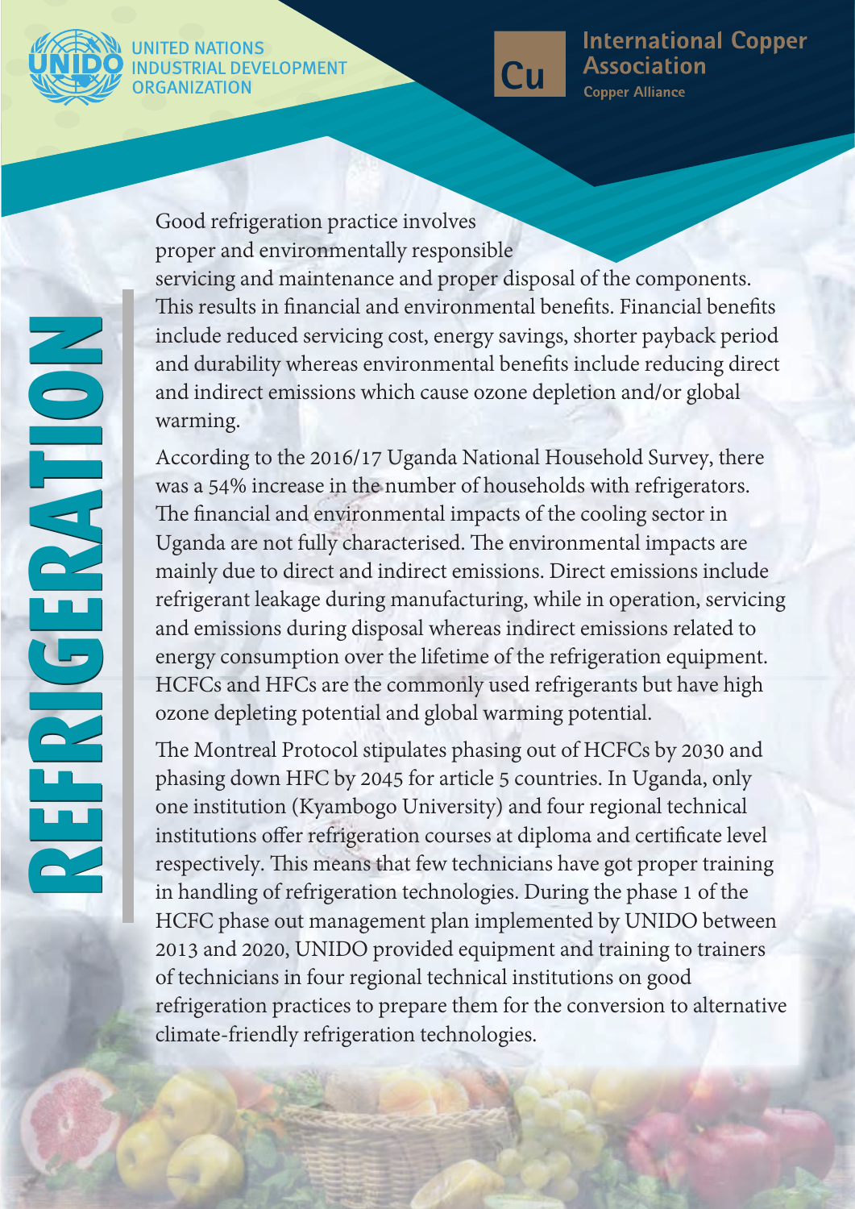UNITED NATIONS INDUSTRIAL DEVELOPMENT ORGANIZATION

International Copper Association
Copper Alliance

# REFRIGERATION

Good refrigeration practice involves proper and environmentally responsible servicing and maintenance and proper disposal of the components. This results in financial and environmental benefits. Financial benefits include reduced servicing cost, energy savings, shorter payback period and durability whereas environmental benefits include reducing direct and indirect emissions which cause ozone depletion and/or global warming.

According to the 2016/17 Uganda National Household Survey, there was a 54% increase in the number of households with refrigerators. The financial and environmental impacts of the cooling sector in Uganda are not fully characterised. The environmental impacts are mainly due to direct and indirect emissions. Direct emissions include refrigerant leakage during manufacturing, while in operation, servicing and emissions during disposal whereas indirect emissions related to energy consumption over the lifetime of the refrigeration equipment. HCFCs and HFCs are the commonly used refrigerants but have high ozone depleting potential and global warming potential.

The Montreal Protocol stipulates phasing out of HCFCs by 2030 and phasing down HFC by 2045 for article 5 countries. In Uganda, only one institution (Kyambogo University) and four regional technical institutions offer refrigeration courses at diploma and certificate level respectively. This means that few technicians have got proper training in handling of refrigeration technologies. During the phase 1 of the HCFC phase out management plan implemented by UNIDO between 2013 and 2020, UNIDO provided equipment and training to trainers of technicians in four regional technical institutions on good refrigeration practices to prepare them for the conversion to alternative climate-friendly refrigeration technologies.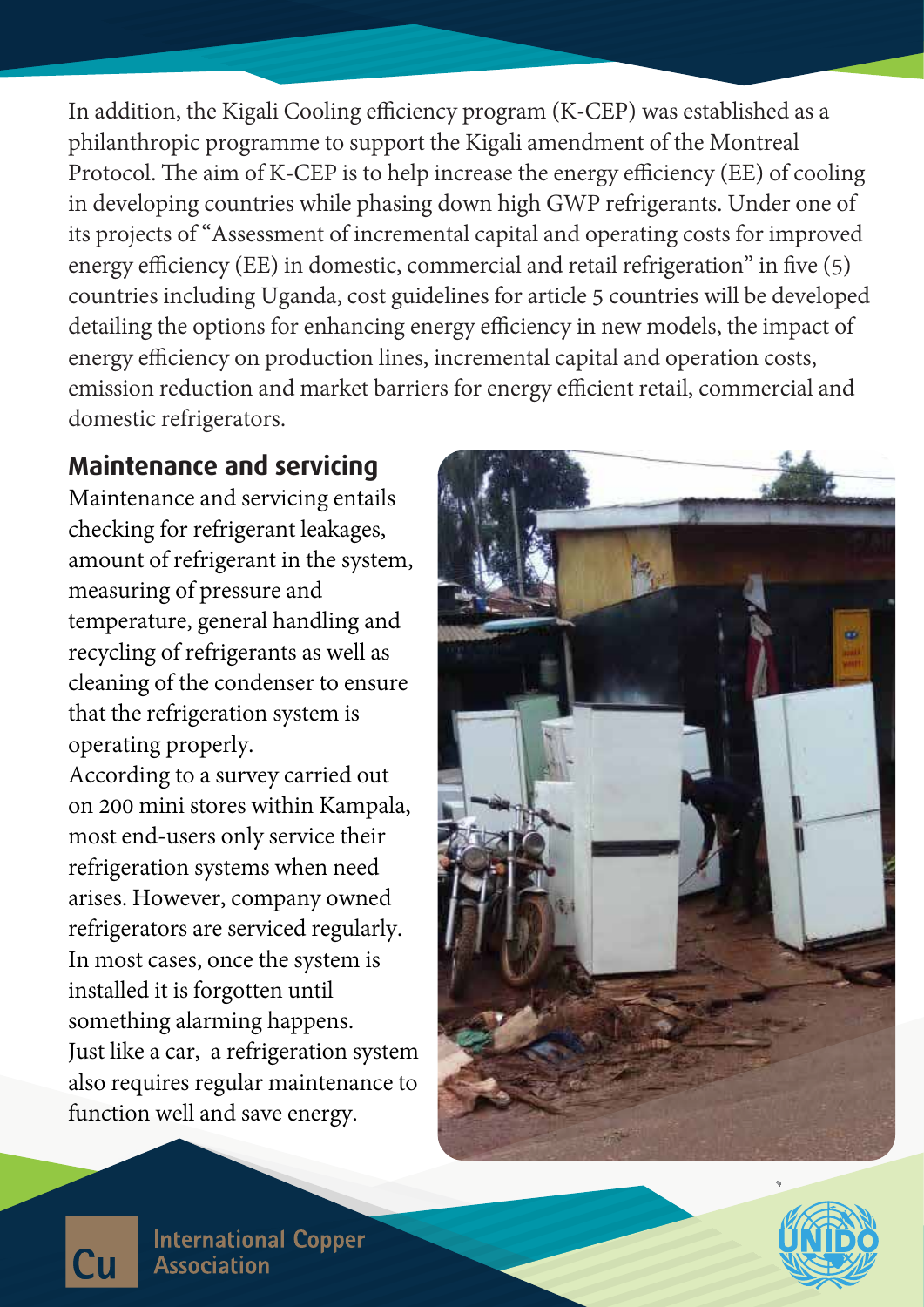In addition, the Kigali Cooling efficiency program (K-CEP) was established as a philanthropic programme to support the Kigali amendment of the Montreal Protocol. The aim of K-CEP is to help increase the energy efficiency (EE) of cooling in developing countries while phasing down high GWP refrigerants. Under one of its projects of "Assessment of incremental capital and operating costs for improved energy efficiency (EE) in domestic, commercial and retail refrigeration" in five (5) countries including Uganda, cost guidelines for article 5 countries will be developed detailing the options for enhancing energy efficiency in new models, the impact of energy efficiency on production lines, incremental capital and operation costs, emission reduction and market barriers for energy efficient retail, commercial and domestic refrigerators.

## Maintenance and servicing

Maintenance and servicing entails checking for refrigerant leakages, amount of refrigerant in the system, measuring of pressure and temperature, general handling and recycling of refrigerants as well as cleaning of the condenser to ensure that the refrigeration system is operating properly.

According to a survey carried out on 200 mini stores within Kampala, most end-users only service their refrigeration systems when need arises. However, company owned refrigerators are serviced regularly. In most cases, once the system is installed it is forgotten until something alarming happens.

Just like a car, a refrigeration system also requires regular maintenance to function well and save energy.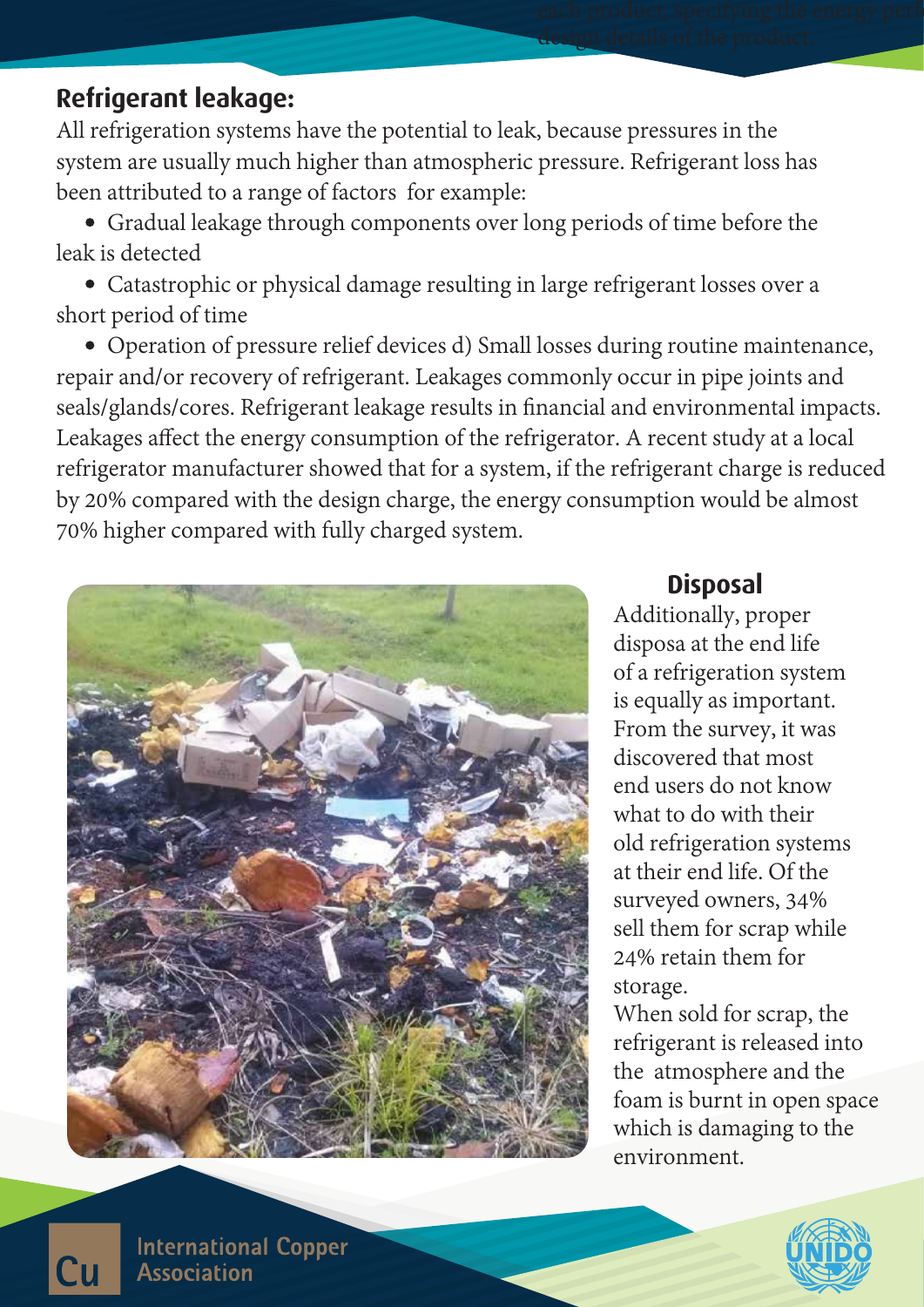## Refrigerant leakage:

All refrigeration systems have the potential to leak, because pressures in the system are usually much higher than atmospheric pressure. Refrigerant loss has been attributed to a range of factors for example:

- Gradual leakage through components over long periods of time before the leak is detected
- Catastrophic or physical damage resulting in large refrigerant losses over a short period of time
- Operation of pressure relief devices d) Small losses during routine maintenance, repair and/or recovery of refrigerant. Leakages commonly occur in pipe joints and seals/glands/cores. Refrigerant leakage results in financial and environmental impacts. Leakages affect the energy consumption of the refrigerator. A recent study at a local refrigerator manufacturer showed that for a system, if the refrigerant charge is reduced by 20% compared with the design charge, the energy consumption would be almost 70% higher compared with fully charged system.

## Disposal

Additionally, proper disposa at the end life of a refrigeration system is equally as important. From the survey, it was discovered that most end users do not know what to do with their old refrigeration systems at their end life. Of the surveyed owners, 34% sell them for scrap while 24% retain them for storage.

When sold for scrap, the refrigerant is released into the atmosphere and the foam is burnt in open space which is damaging to the environment.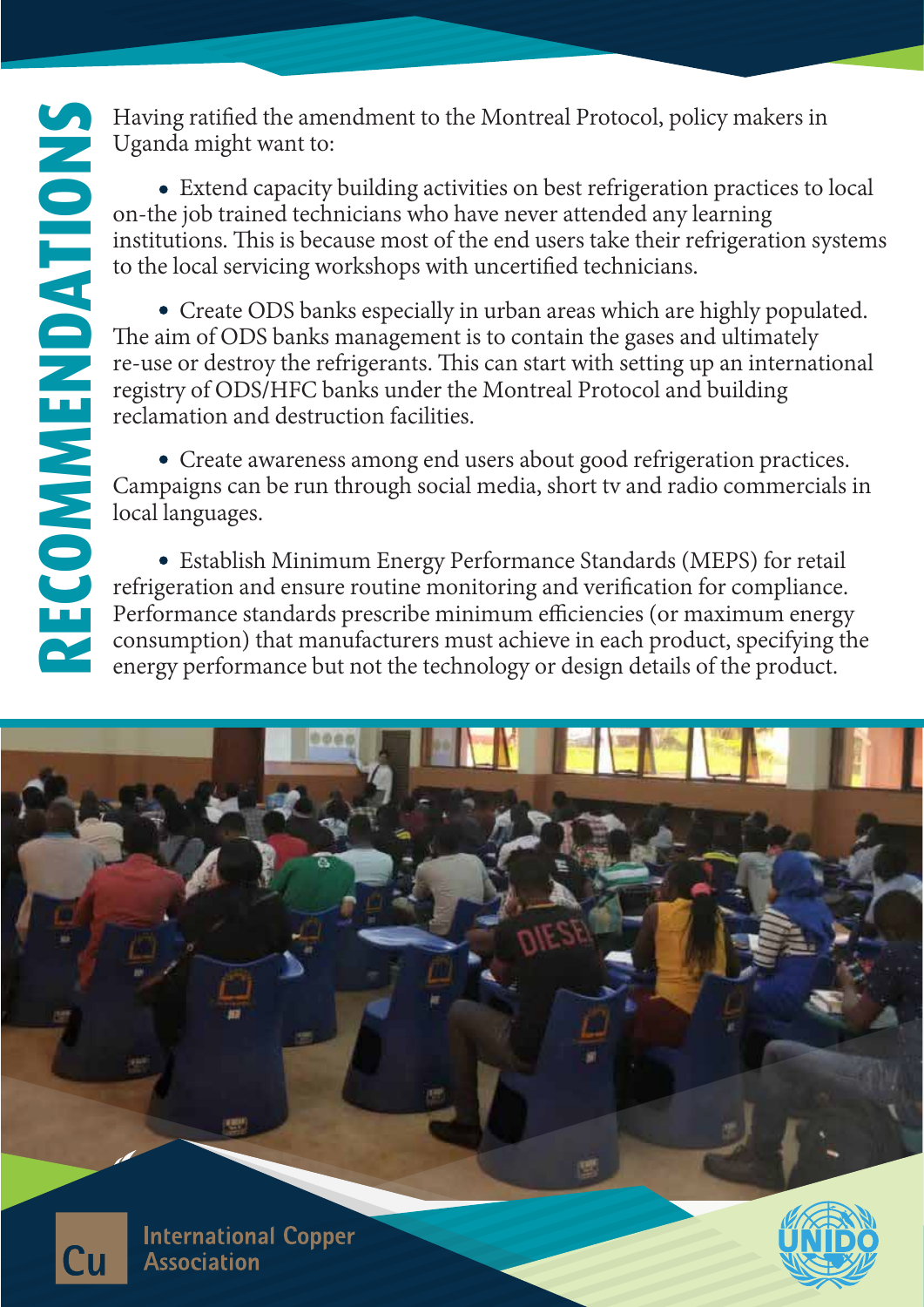# RECOMMENDATIONS

Having ratified the amendment to the Montreal Protocol, policy makers in Uganda might want to:

- Extend capacity building activities on best refrigeration practices to local on-the job trained technicians who have never attended any learning institutions. This is because most of the end users take their refrigeration systems to the local servicing workshops with uncertified technicians.
- Create ODS banks especially in urban areas which are highly populated. The aim of ODS banks management is to contain the gases and ultimately re-use or destroy the refrigerants. This can start with setting up an international registry of ODS/HFC banks under the Montreal Protocol and building reclamation and destruction facilities.
- Create awareness among end users about good refrigeration practices. Campaigns can be run through social media, short tv and radio commercials in local languages.
- Establish Minimum Energy Performance Standards (MEPS) for retail refrigeration and ensure routine monitoring and verification for compliance. Performance standards prescribe minimum efficiencies (or maximum energy consumption) that manufacturers must achieve in each product, specifying the energy performance but not the technology or design details of the product.

International Copper Association

UNIDO